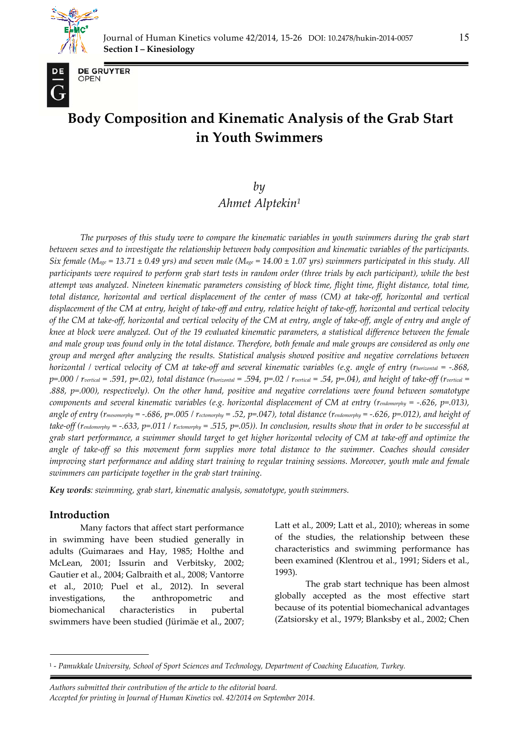# Body Composition and Kinematic Analysis of the Grab Start in Youth Swimmers

*by*

*Ahmet Alptekin*[1]

*The purposes of this study were to compare the kinematic variables in youth swimmers during the grab start between sexes and to investigate the relationship between body composition and kinematic variables of the participants. Six female ($M_{age}$ = 13.71 ± 0.49 yrs) and seven male ($M_{age}$ = 14.00 ± 1.07 yrs) swimmers participated in this study. All participants were required to perform grab start tests in random order (three trials by each participant), while the best attempt was analyzed. Nineteen kinematic parameters consisting of block time, flight time, flight distance, total time, total distance, horizontal and vertical displacement of the center of mass (CM) at take-off, horizontal and vertical displacement of the CM at entry, height of take-off and entry, relative height of take-off, horizontal and vertical velocity of the CM at take-off, horizontal and vertical velocity of the CM at entry, angle of take-off, angle of entry and angle of knee at block were analyzed. Out of the 19 evaluated kinematic parameters, a statistical difference between the female and male group was found only in the total distance. Therefore, both female and male groups are considered as only one group and merged after analyzing the results. Statistical analysis showed positive and negative correlations between horizontal / vertical velocity of CM at take-off and several kinematic variables (e.g. angle of entry ($r_{horizontal}$ = -.868, p=.000 / $r_{vertical}$ = .591, p=.02), total distance ($r_{horizontal}$ = .594, p=.02 / $r_{vertical}$ = .54, p=.04), and height of take-off ($r_{vertical}$ = .888, p=.000), respectively). On the other hand, positive and negative correlations were found between somatotype components and several kinematic variables (e.g. horizontal displacement of CM at entry ($r_{endomorphy}$ = -.626, p=.013), angle of entry ($r_{mesomorphy}$ = -.686, p=.005 / $r_{ectomorphy}$ = .52, p=.047), total distance ($r_{endomorphy}$ = -.626, p=.012), and height of take-off ($r_{endomorphy}$ = -.633, p=.011 / $r_{ectomorphy}$ = .515, p=.05)). In conclusion, results show that in order to be successful at grab start performance, a swimmer should target to get higher horizontal velocity of CM at take-off and optimize the angle of take-off so this movement form supplies more total distance to the swimmer. Coaches should consider improving start performance and adding start training to regular training sessions. Moreover, youth male and female swimmers can participate together in the grab start training.*

***Key words**: swimming, grab start, kinematic analysis, somatotype, youth swimmers.*

## Introduction

Many factors that affect start performance in swimming have been studied generally in adults (Guimaraes and Hay, 1985; Holthe and McLean, 2001; Issurin and Verbitsky, 2002; Gautier et al., 2004; Galbraith et al., 2008; Vantorre et al., 2010; Puel et al., 2012). In several investigations, the anthropometric and biomechanical characteristics in pubertal swimmers have been studied (Jürimäe et al., 2007; Latt et al., 2009; Latt et al., 2010); whereas in some of the studies, the relationship between these characteristics and swimming performance has been examined (Klentrou et al., 1991; Siders et al., 1993).

The grab start technique has been almost globally accepted as the most effective start because of its potential biomechanical advantages (Zatsiorsky et al., 1979; Blanksby et al., 2002; Chen

[1] - *Pamukkale University, School of Sport Sciences and Technology, Department of Coaching Education, Turkey.*

*Authors submitted their contribution of the article to the editorial board.*
*Accepted for printing in Journal of Human Kinetics vol. 42/2014 on September 2014.*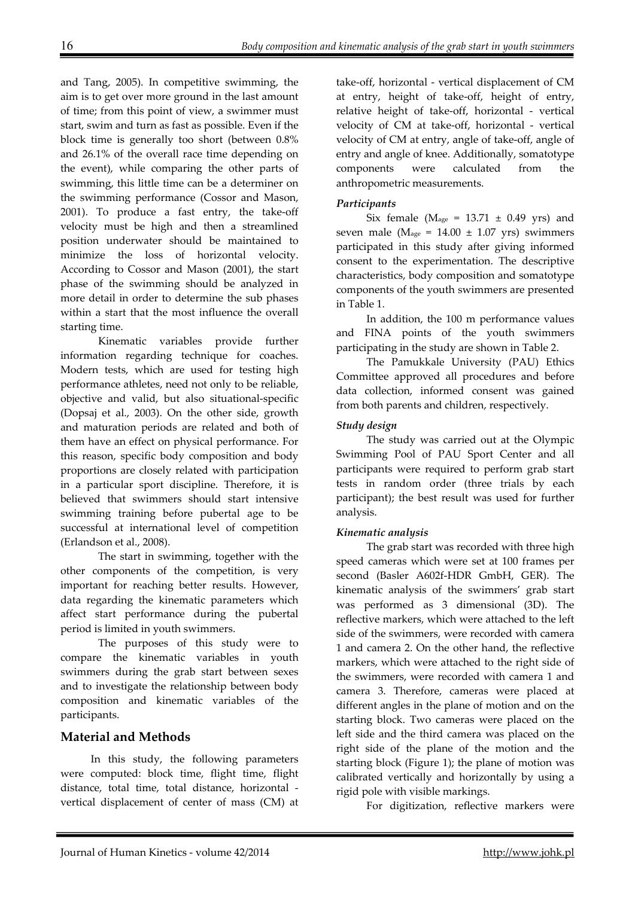and Tang, 2005). In competitive swimming, the aim is to get over more ground in the last amount of time; from this point of view, a swimmer must start, swim and turn as fast as possible. Even if the block time is generally too short (between 0.8% and 26.1% of the overall race time depending on the event), while comparing the other parts of swimming, this little time can be a determiner on the swimming performance (Cossor and Mason, 2001). To produce a fast entry, the take-off velocity must be high and then a streamlined position underwater should be maintained to minimize the loss of horizontal velocity. According to Cossor and Mason (2001), the start phase of the swimming should be analyzed in more detail in order to determine the sub phases within a start that the most influence the overall starting time.

Kinematic variables provide further information regarding technique for coaches. Modern tests, which are used for testing high performance athletes, need not only to be reliable, objective and valid, but also situational-specific (Dopsaj et al., 2003). On the other side, growth and maturation periods are related and both of them have an effect on physical performance. For this reason, specific body composition and body proportions are closely related with participation in a particular sport discipline. Therefore, it is believed that swimmers should start intensive swimming training before pubertal age to be successful at international level of competition (Erlandson et al., 2008).

The start in swimming, together with the other components of the competition, is very important for reaching better results. However, data regarding the kinematic parameters which affect start performance during the pubertal period is limited in youth swimmers.

The purposes of this study were to compare the kinematic variables in youth swimmers during the grab start between sexes and to investigate the relationship between body composition and kinematic variables of the participants.

## Material and Methods

In this study, the following parameters were computed: block time, flight time, flight distance, total time, total distance, horizontal - vertical displacement of center of mass (CM) at take-off, horizontal - vertical displacement of CM at entry, height of take-off, height of entry, relative height of take-off, horizontal - vertical velocity of CM at take-off, horizontal - vertical velocity of CM at entry, angle of take-off, angle of entry and angle of knee. Additionally, somatotype components were calculated from the anthropometric measurements.

### *Participants*

Six female ($M_{age}$ = 13.71 ± 0.49 yrs) and seven male ($M_{age}$ = 14.00 ± 1.07 yrs) swimmers participated in this study after giving informed consent to the experimentation. The descriptive characteristics, body composition and somatotype components of the youth swimmers are presented in Table 1.

In addition, the 100 m performance values and FINA points of the youth swimmers participating in the study are shown in Table 2.

The Pamukkale University (PAU) Ethics Committee approved all procedures and before data collection, informed consent was gained from both parents and children, respectively.

### *Study design*

The study was carried out at the Olympic Swimming Pool of PAU Sport Center and all participants were required to perform grab start tests in random order (three trials by each participant); the best result was used for further analysis.

### *Kinematic analysis*

The grab start was recorded with three high speed cameras which were set at 100 frames per second (Basler A602f-HDR GmbH, GER). The kinematic analysis of the swimmers' grab start was performed as 3 dimensional (3D). The reflective markers, which were attached to the left side of the swimmers, were recorded with camera 1 and camera 2. On the other hand, the reflective markers, which were attached to the right side of the swimmers, were recorded with camera 1 and camera 3. Therefore, cameras were placed at different angles in the plane of motion and on the starting block. Two cameras were placed on the left side and the third camera was placed on the right side of the plane of the motion and the starting block (Figure 1); the plane of motion was calibrated vertically and horizontally by using a rigid pole with visible markings.

For digitization, reflective markers were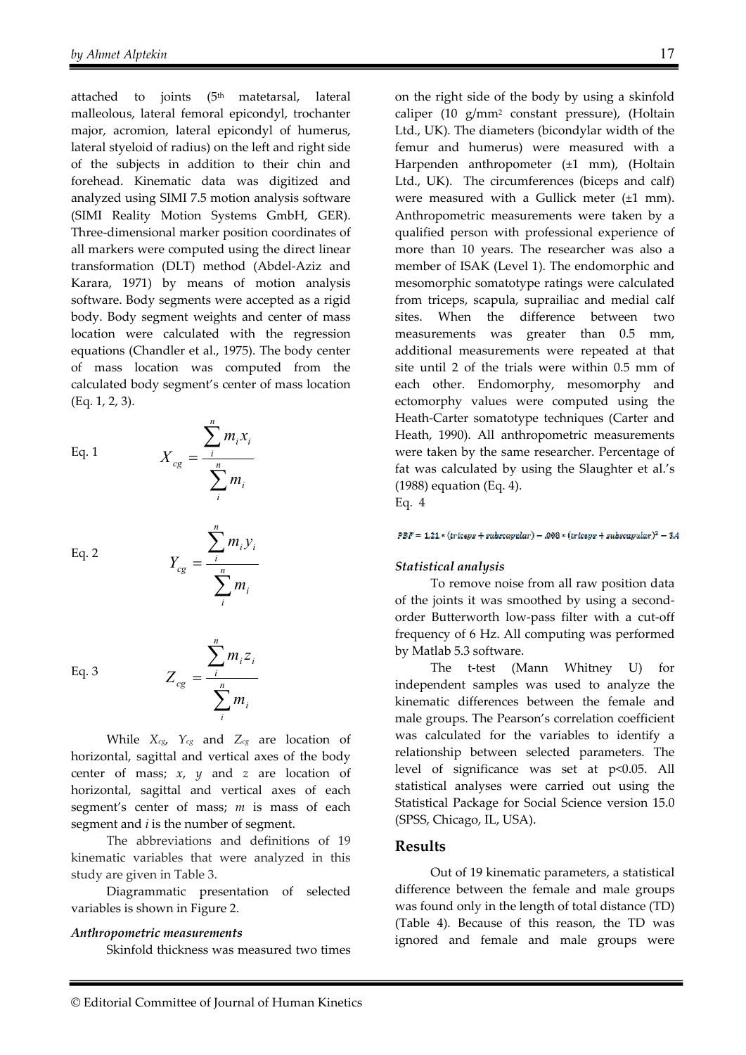attached to joints (5th matetarsal, lateral malleolous, lateral femoral epicondyl, trochanter major, acromion, lateral epicondyl of humerus, lateral styeloid of radius) on the left and right side of the subjects in addition to their chin and forehead. Kinematic data was digitized and analyzed using SIMI 7.5 motion analysis software (SIMI Reality Motion Systems GmbH, GER). Three-dimensional marker position coordinates of all markers were computed using the direct linear transformation (DLT) method (Abdel-Aziz and Karara, 1971) by means of motion analysis software. Body segments were accepted as a rigid body. Body segment weights and center of mass location were calculated with the regression equations (Chandler et al., 1975). The body center of mass location was computed from the calculated body segment's center of mass location (Eq. 1, 2, 3).

Eq. 1
$$X_{cg} = \frac{\sum_{i}^{n} m_i x_i}{\sum_{i}^{n} m_i}$$

Eq. 2
$$Y_{cg} = \frac{\sum_{i}^{n} m_i y_i}{\sum_{i}^{n} m_i}$$

Eq. 3
$$Z_{cg} = \frac{\sum_{i}^{n} m_i z_i}{\sum_{i}^{n} m_i}$$

While $X_{cg}$, $Y_{cg}$ and $Z_{cg}$ are location of horizontal, sagittal and vertical axes of the body center of mass; $x$, $y$ and $z$ are location of horizontal, sagittal and vertical axes of each segment's center of mass; $m$ is mass of each segment and $i$ is the number of segment.

The abbreviations and definitions of 19 kinematic variables that were analyzed in this study are given in Table 3.

Diagrammatic presentation of selected variables is shown in Figure 2.

*Anthropometric measurements*

Skinfold thickness was measured two times on the right side of the body by using a skinfold caliper (10 g/mm² constant pressure), (Holtain Ltd., UK). The diameters (bicondylar width of the femur and humerus) were measured with a Harpenden anthropometer (±1 mm), (Holtain Ltd., UK). The circumferences (biceps and calf) were measured with a Gullick meter (±1 mm). Anthropometric measurements were taken by a qualified person with professional experience of more than 10 years. The researcher was also a member of ISAK (Level 1). The endomorphic and mesomorphic somatotype ratings were calculated from triceps, scapula, suprailiac and medial calf sites. When the difference between two measurements was greater than 0.5 mm, additional measurements were repeated at that site until 2 of the trials were within 0.5 mm of each other. Endomorphy, mesomorphy and ectomorphy values were computed using the Heath-Carter somatotype techniques (Carter and Heath, 1990). All anthropometric measurements were taken by the same researcher. Percentage of fat was calculated by using the Slaughter et al.'s (1988) equation (Eq. 4).

Eq. 4

$$PBF = 1.21 * (triceps + subscapular) - .008 * (triceps + subscapular)^2 - 3.4$$

*Statistical analysis*

To remove noise from all raw position data of the joints it was smoothed by using a second-order Butterworth low-pass filter with a cut-off frequency of 6 Hz. All computing was performed by Matlab 5.3 software.

The t-test (Mann Whitney U) for independent samples was used to analyze the kinematic differences between the female and male groups. The Pearson's correlation coefficient was calculated for the variables to identify a relationship between selected parameters. The level of significance was set at $p<0.05$. All statistical analyses were carried out using the Statistical Package for Social Science version 15.0 (SPSS, Chicago, IL, USA).

## Results

Out of 19 kinematic parameters, a statistical difference between the female and male groups was found only in the length of total distance (TD) (Table 4). Because of this reason, the TD was ignored and female and male groups were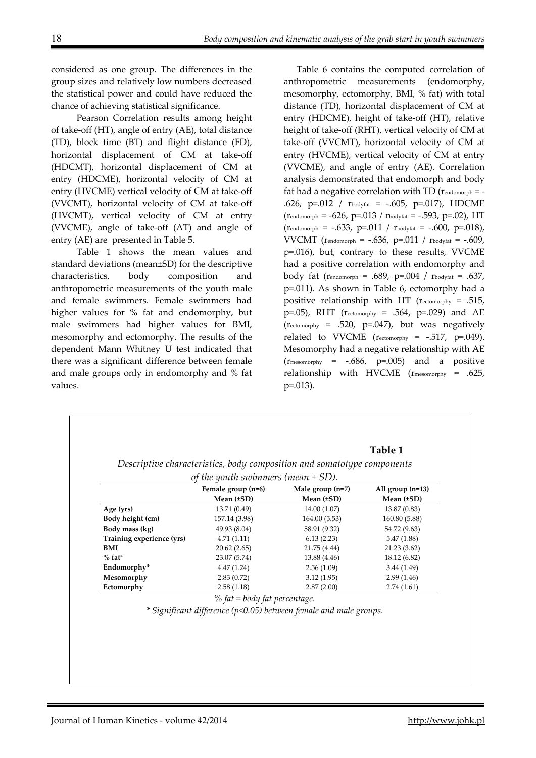considered as one group. The differences in the group sizes and relatively low numbers decreased the statistical power and could have reduced the chance of achieving statistical significance.

Pearson Correlation results among height of take-off (HT), angle of entry (AE), total distance (TD), block time (BT) and flight distance (FD), horizontal displacement of CM at take-off (HDCMT), horizontal displacement of CM at entry (HDCME), horizontal velocity of CM at entry (HVCME) vertical velocity of CM at take-off (VVCMT), horizontal velocity of CM at take-off (HVCMT), vertical velocity of CM at entry (VVCME), angle of take-off (AT) and angle of entry (AE) are presented in Table 5.

Table 1 shows the mean values and standard deviations (mean±SD) for the descriptive characteristics, body composition and anthropometric measurements of the youth male and female swimmers. Female swimmers had higher values for % fat and endomorphy, but male swimmers had higher values for BMI, mesomorphy and ectomorphy. The results of the dependent Mann Whitney U test indicated that there was a significant difference between female and male groups only in endomorphy and % fat values.

Table 6 contains the computed correlation of anthropometric measurements (endomorphy, mesomorphy, ectomorphy, BMI, % fat) with total distance (TD), horizontal displacement of CM at entry (HDCME), height of take-off (HT), relative height of take-off (RHT), vertical velocity of CM at take-off (VVCMT), horizontal velocity of CM at entry (HVCME), vertical velocity of CM at entry (VVCME), and angle of entry (AE). Correlation analysis demonstrated that endomorph and body fat had a negative correlation with TD ($r_{endomorph}$ = -.626, p=.012 / $r_{bodyfat}$ = -.605, p=.017), HDCME ($r_{endomorph}$ = -626, p=.013 / $r_{bodyfat}$ = -.593, p=.02), HT ($r_{endomorph}$ = -.633, p=.011 / $r_{bodyfat}$ = -.600, p=.018), VVCMT ($r_{endomorph}$ = -.636, p=.011 / $r_{bodyfat}$ = -.609, p=.016), but, contrary to these results, VVCME had a positive correlation with endomorphy and body fat ($r_{endomorph}$ = .689, p=.004 / $r_{bodyfat}$ = .637, p=.011). As shown in Table 6, ectomorphy had a positive relationship with HT ($r_{ectomorphy}$ = .515, p=.05), RHT ($r_{ectomorphy}$ = .564, p=.029) and AE ($r_{ectomorphy}$ = .520, p=.047), but was negatively related to VVCME ($r_{ectomorphy}$ = -.517, p=.049). Mesomorphy had a negative relationship with AE ($r_{mesomorphy}$ = -.686, p=.005) and a positive relationship with HVCME ($r_{mesomorphy}$ = .625, p=.013).

**Table 1**

*Descriptive characteristics, body composition and somatotype components of the youth swimmers (mean ± SD).*

| | Female group (n=6) Mean (±SD) | Male group (n=7) Mean (±SD) | All group (n=13) Mean (±SD) |
|---|---|---|---|
| **Age (yrs)** | 13.71 (0.49) | 14.00 (1.07) | 13.87 (0.83) |
| **Body height (cm)** | 157.14 (3.98) | 164.00 (5.53) | 160.80 (5.88) |
| **Body mass (kg)** | 49.93 (8.04) | 58.91 (9.32) | 54.72 (9.63) |
| **Training experience (yrs)** | 4.71 (1.11) | 6.13 (2.23) | 5.47 (1.88) |
| **BMI** | 20.62 (2.65) | 21.75 (4.44) | 21.23 (3.62) |
| **% fat*** | 23.07 (5.74) | 13.88 (4.46) | 18.12 (6.82) |
| **Endomorphy*** | 4.47 (1.24) | 2.56 (1.09) | 3.44 (1.49) |
| **Mesomorphy** | 2.83 (0.72) | 3.12 (1.95) | 2.99 (1.46) |
| **Ectomorphy** | 2.58 (1.18) | 2.87 (2.00) | 2.74 (1.61) |

*% fat = body fat percentage.*

*\* Significant difference (p<0.05) between female and male groups.*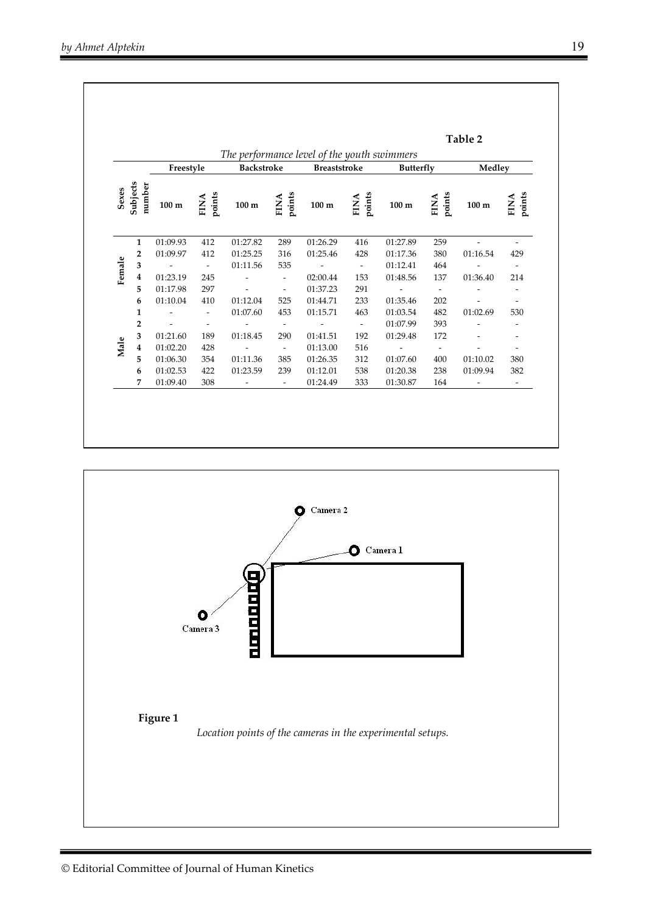**Table 2**

*The performance level of the youth swimmers*

| Sexes | Subjects number | Freestyle 100 m | Freestyle FINA points | Backstroke 100 m | Backstroke FINA points | Breaststroke 100 m | Breaststroke FINA points | Butterfly 100 m | Butterfly FINA points | Medley 100 m | Medley FINA points |
|---|---|---|---|---|---|---|---|---|---|---|---|
| Female | 1 | 01:09.93 | 412 | 01:27.82 | 289 | 01:26.29 | 416 | 01:27.89 | 259 | - | - |
| | 2 | 01:09.97 | 412 | 01:25.25 | 316 | 01:25.46 | 428 | 01:17.36 | 380 | 01:16.54 | 429 |
| | 3 | - | - | 01:11.56 | 535 | - | - | 01:12.41 | 464 | - | - |
| | 4 | 01:23.19 | 245 | - | - | 02:00.44 | 153 | 01:48.56 | 137 | 01:36.40 | 214 |
| | 5 | 01:17.98 | 297 | - | - | 01:37.23 | 291 | - | - | - | - |
| | 6 | 01:10.04 | 410 | 01:12.04 | 525 | 01:44.71 | 233 | 01:35.46 | 202 | - | - |
| Male | 1 | - | - | 01:07.60 | 453 | 01:15.71 | 463 | 01:03.54 | 482 | 01:02.69 | 530 |
| | 2 | - | - | - | - | - | - | 01:07.99 | 393 | - | - |
| | 3 | 01:21.60 | 189 | 01:18.45 | 290 | 01:41.51 | 192 | 01:29.48 | 172 | - | - |
| | 4 | 01:02.20 | 428 | - | - | 01:13.00 | 516 | - | - | - | - |
| | 5 | 01:06.30 | 354 | 01:11.36 | 385 | 01:26.35 | 312 | 01:07.60 | 400 | 01:10.02 | 380 |
| | 6 | 01:02.53 | 422 | 01:23.59 | 239 | 01:12.01 | 538 | 01:20.38 | 238 | 01:09.94 | 382 |
| | 7 | 01:09.40 | 308 | - | - | 01:24.49 | 333 | 01:30.87 | 164 | - | - |

**Figure 1**

*Location points of the cameras in the experimental setups.*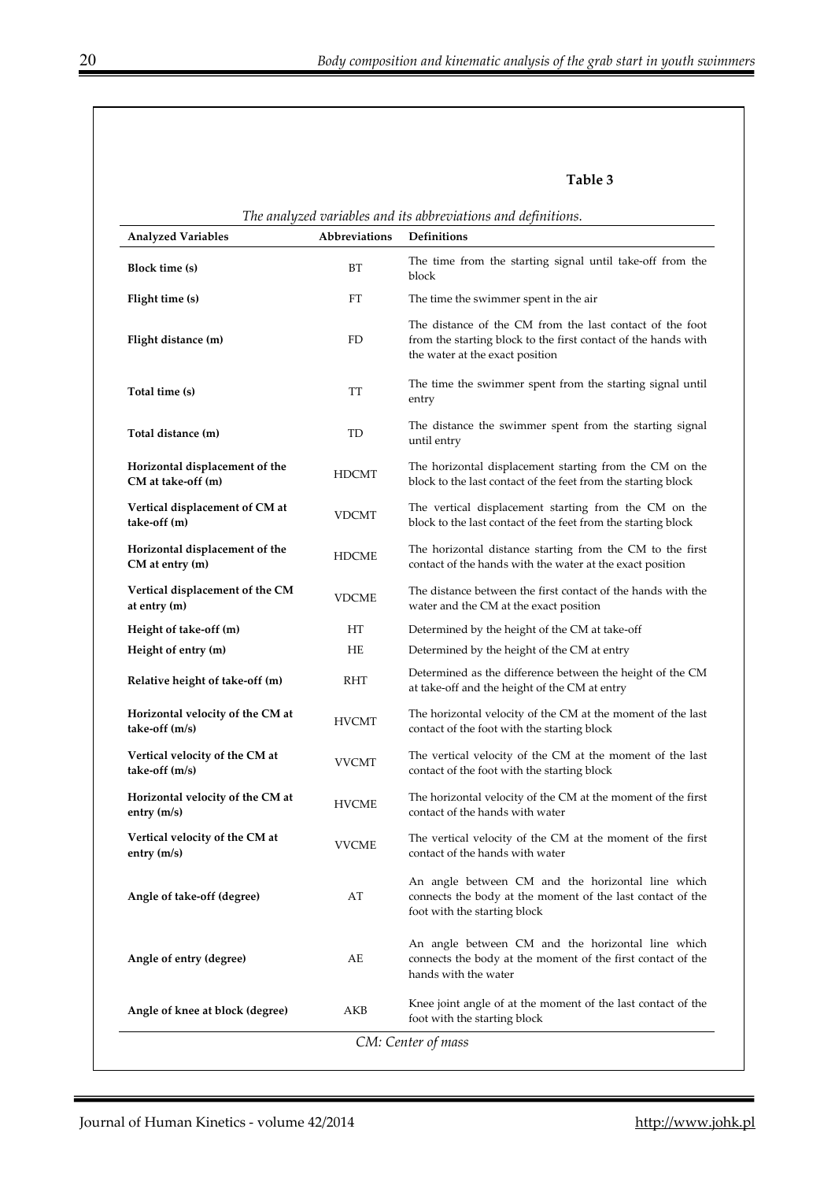**Table 3**

*The analyzed variables and its abbreviations and definitions.*

| Analyzed Variables | Abbreviations | Definitions |
|---|---|---|
| **Block time (s)** | BT | The time from the starting signal until take-off from the block |
| **Flight time (s)** | FT | The time the swimmer spent in the air |
| **Flight distance (m)** | FD | The distance of the CM from the last contact of the foot from the starting block to the first contact of the hands with the water at the exact position |
| **Total time (s)** | TT | The time the swimmer spent from the starting signal until entry |
| **Total distance (m)** | TD | The distance the swimmer spent from the starting signal until entry |
| **Horizontal displacement of the CM at take-off (m)** | HDCMT | The horizontal displacement starting from the CM on the block to the last contact of the feet from the starting block |
| **Vertical displacement of CM at take-off (m)** | VDCMT | The vertical displacement starting from the CM on the block to the last contact of the feet from the starting block |
| **Horizontal displacement of the CM at entry (m)** | HDCME | The horizontal distance starting from the CM to the first contact of the hands with the water at the exact position |
| **Vertical displacement of the CM at entry (m)** | VDCME | The distance between the first contact of the hands with the water and the CM at the exact position |
| **Height of take-off (m)** | HT | Determined by the height of the CM at take-off |
| **Height of entry (m)** | HE | Determined by the height of the CM at entry |
| **Relative height of take-off (m)** | RHT | Determined as the difference between the height of the CM at take-off and the height of the CM at entry |
| **Horizontal velocity of the CM at take-off (m/s)** | HVCMT | The horizontal velocity of the CM at the moment of the last contact of the foot with the starting block |
| **Vertical velocity of the CM at take-off (m/s)** | VVCMT | The vertical velocity of the CM at the moment of the last contact of the foot with the starting block |
| **Horizontal velocity of the CM at entry (m/s)** | HVCME | The horizontal velocity of the CM at the moment of the first contact of the hands with water |
| **Vertical velocity of the CM at entry (m/s)** | VVCME | The vertical velocity of the CM at the moment of the first contact of the hands with water |
| **Angle of take-off (degree)** | AT | An angle between CM and the horizontal line which connects the body at the moment of the last contact of the foot with the starting block |
| **Angle of entry (degree)** | AE | An angle between CM and the horizontal line which connects the body at the moment of the first contact of the hands with the water |
| **Angle of knee at block (degree)** | AKB | Knee joint angle of at the moment of the last contact of the foot with the starting block |

*CM: Center of mass*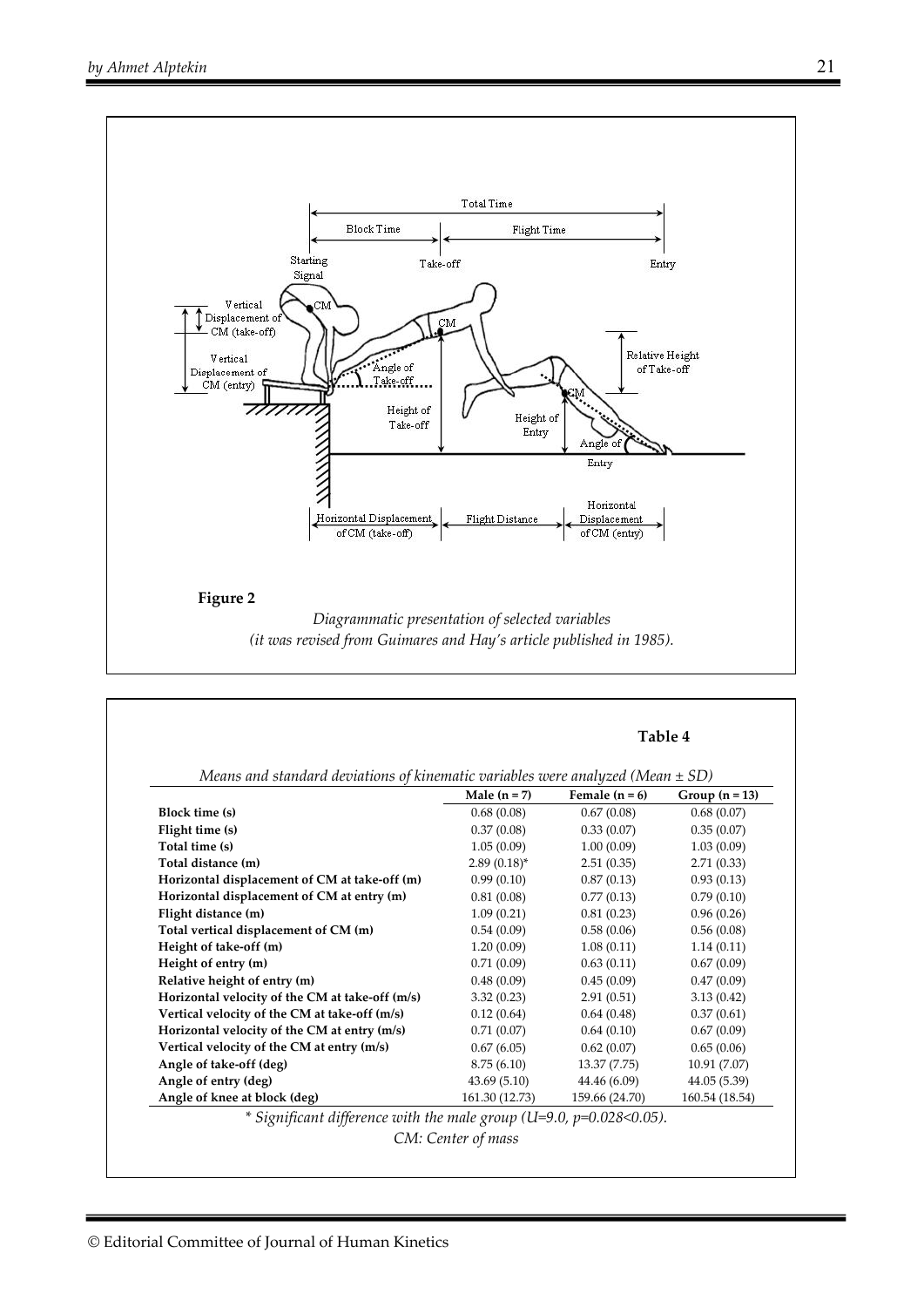**Figure 2**

*Diagrammatic presentation of selected variables (it was revised from Guimares and Hay's article published in 1985).*

**Table 4**

*Means and standard deviations of kinematic variables were analyzed (Mean ± SD)*

| | Male (n = 7) | Female (n = 6) | Group (n = 13) |
|---|---|---|---|
| **Block time (s)** | 0.68 (0.08) | 0.67 (0.08) | 0.68 (0.07) |
| **Flight time (s)** | 0.37 (0.08) | 0.33 (0.07) | 0.35 (0.07) |
| **Total time (s)** | 1.05 (0.09) | 1.00 (0.09) | 1.03 (0.09) |
| **Total distance (m)** | 2.89 (0.18)* | 2.51 (0.35) | 2.71 (0.33) |
| **Horizontal displacement of CM at take-off (m)** | 0.99 (0.10) | 0.87 (0.13) | 0.93 (0.13) |
| **Horizontal displacement of CM at entry (m)** | 0.81 (0.08) | 0.77 (0.13) | 0.79 (0.10) |
| **Flight distance (m)** | 1.09 (0.21) | 0.81 (0.23) | 0.96 (0.26) |
| **Total vertical displacement of CM (m)** | 0.54 (0.09) | 0.58 (0.06) | 0.56 (0.08) |
| **Height of take-off (m)** | 1.20 (0.09) | 1.08 (0.11) | 1.14 (0.11) |
| **Height of entry (m)** | 0.71 (0.09) | 0.63 (0.11) | 0.67 (0.09) |
| **Relative height of entry (m)** | 0.48 (0.09) | 0.45 (0.09) | 0.47 (0.09) |
| **Horizontal velocity of the CM at take-off (m/s)** | 3.32 (0.23) | 2.91 (0.51) | 3.13 (0.42) |
| **Vertical velocity of the CM at take-off (m/s)** | 0.12 (0.64) | 0.64 (0.48) | 0.37 (0.61) |
| **Horizontal velocity of the CM at entry (m/s)** | 0.71 (0.07) | 0.64 (0.10) | 0.67 (0.09) |
| **Vertical velocity of the CM at entry (m/s)** | 0.67 (6.05) | 0.62 (0.07) | 0.65 (0.06) |
| **Angle of take-off (deg)** | 8.75 (6.10) | 13.37 (7.75) | 10.91 (7.07) |
| **Angle of entry (deg)** | 43.69 (5.10) | 44.46 (6.09) | 44.05 (5.39) |
| **Angle of knee at block (deg)** | 161.30 (12.73) | 159.66 (24.70) | 160.54 (18.54) |

*\* Significant difference with the male group ($U$=9.0, $p$=0.028<0.05).*

*CM: Center of mass*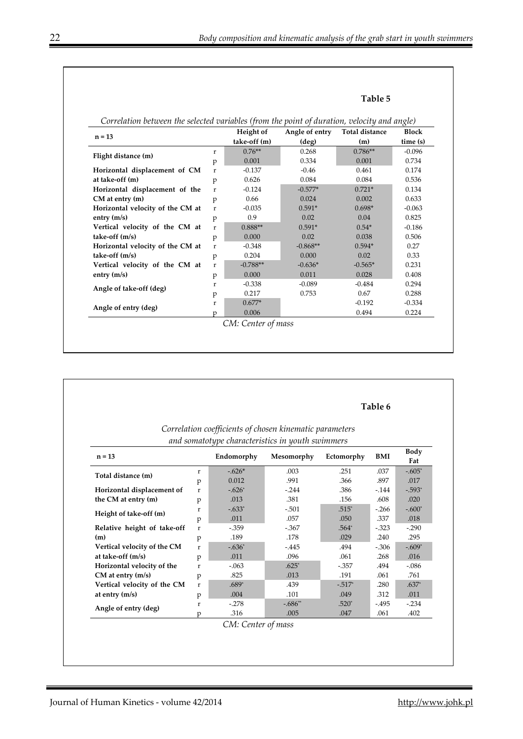**Table 5**

*Correlation between the selected variables (from the point of duration, velocity and angle)*

| n = 13 | | Height of take-off (m) | Angle of entry (deg) | Total distance (m) | Block time (s) |
|---|---|---|---|---|---|
| Flight distance (m) | r | 0.76** | 0.268 | 0.786** | -0.096 |
| | p | 0.001 | 0.334 | 0.001 | 0.734 |
| Horizontal displacement of CM at take-off (m) | r | -0.137 | -0.46 | 0.461 | 0.174 |
| | p | 0.626 | 0.084 | 0.084 | 0.536 |
| Horizontal displacement of the CM at entry (m) | r | -0.124 | -0.577* | 0.721* | 0.134 |
| | p | 0.66 | 0.024 | 0.002 | 0.633 |
| Horizontal velocity of the CM at entry (m/s) | r | -0.035 | 0.591* | 0.698* | -0.063 |
| | p | 0.9 | 0.02 | 0.04 | 0.825 |
| Vertical velocity of the CM at take-off (m/s) | r | 0.888** | 0.591* | 0.54* | -0.186 |
| | p | 0.000 | 0.02 | 0.038 | 0.506 |
| Horizontal velocity of the CM at take-off (m/s) | r | -0.348 | -0.868** | 0.594* | 0.27 |
| | p | 0.204 | 0.000 | 0.02 | 0.33 |
| Vertical velocity of the CM at entry (m/s) | r | -0.788** | -0.636* | -0.565* | 0.231 |
| | p | 0.000 | 0.011 | 0.028 | 0.408 |
| Angle of take-off (deg) | r | -0.338 | -0.089 | -0.484 | 0.294 |
| | p | 0.217 | 0.753 | 0.67 | 0.288 |
| Angle of entry (deg) | r | 0.677* | | -0.192 | -0.334 |
| | p | 0.006 | | 0.494 | 0.224 |

*CM: Center of mass*

**Table 6**

*Correlation coefficients of chosen kinematic parameters and somatotype characteristics in youth swimmers*

| n = 13 | | Endomorphy | Mesomorphy | Ectomorphy | BMI | Body Fat |
|---|---|---|---|---|---|---|
| Total distance (m) | r | -.626* | .003 | .251 | .037 | -.605* |
| | p | 0.012 | .991 | .366 | .897 | .017 |
| Horizontal displacement of the CM at entry (m) | r | -.626* | -.244 | .386 | -.144 | -.593* |
| | p | .013 | .381 | .156 | .608 | .020 |
| Height of take-off (m) | r | -.633* | -.501 | .515* | -.266 | -.600* |
| | p | .011 | .057 | .050 | .337 | .018 |
| Relative height of take-off (m) | r | -.359 | -.367 | .564* | -.323 | -.290 |
| | p | .189 | .178 | .029 | .240 | .295 |
| Vertical velocity of the CM at take-off (m/s) | r | -.636* | -.445 | .494 | -.306 | -.609* |
| | p | .011 | .096 | .061 | .268 | .016 |
| Horizontal velocity of the CM at entry (m/s) | r | -.063 | .625* | -.357 | .494 | -.086 |
| | p | .825 | .013 | .191 | .061 | .761 |
| Vertical velocity of the CM at entry (m/s) | r | .689* | .439 | -.517* | .280 | .637* |
| | p | .004 | .101 | .049 | .312 | .011 |
| Angle of entry (deg) | r | -.278 | -.686** | .520* | -.495 | -.234 |
| | p | .316 | .005 | .047 | .061 | .402 |

*CM: Center of mass*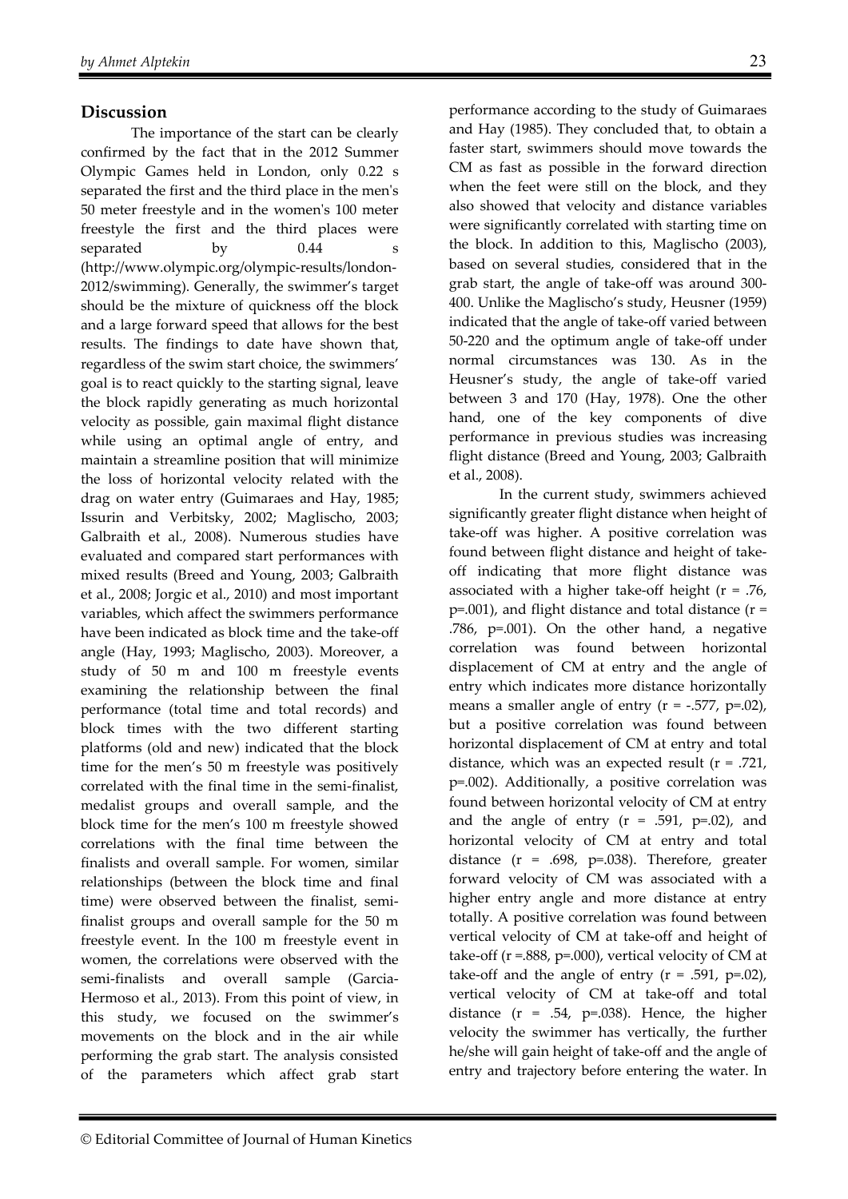## Discussion

The importance of the start can be clearly confirmed by the fact that in the 2012 Summer Olympic Games held in London, only 0.22 s separated the first and the third place in the men's 50 meter freestyle and in the women's 100 meter freestyle the first and the third places were separated by 0.44 s (http://www.olympic.org/olympic-results/london-2012/swimming). Generally, the swimmer's target should be the mixture of quickness off the block and a large forward speed that allows for the best results. The findings to date have shown that, regardless of the swim start choice, the swimmers' goal is to react quickly to the starting signal, leave the block rapidly generating as much horizontal velocity as possible, gain maximal flight distance while using an optimal angle of entry, and maintain a streamline position that will minimize the loss of horizontal velocity related with the drag on water entry (Guimaraes and Hay, 1985; Issurin and Verbitsky, 2002; Maglischo, 2003; Galbraith et al., 2008). Numerous studies have evaluated and compared start performances with mixed results (Breed and Young, 2003; Galbraith et al., 2008; Jorgic et al., 2010) and most important variables, which affect the swimmers performance have been indicated as block time and the take-off angle (Hay, 1993; Maglischo, 2003). Moreover, a study of 50 m and 100 m freestyle events examining the relationship between the final performance (total time and total records) and block times with the two different starting platforms (old and new) indicated that the block time for the men's 50 m freestyle was positively correlated with the final time in the semi-finalist, medalist groups and overall sample, and the block time for the men's 100 m freestyle showed correlations with the final time between the finalists and overall sample. For women, similar relationships (between the block time and final time) were observed between the finalist, semi-finalist groups and overall sample for the 50 m freestyle event. In the 100 m freestyle event in women, the correlations were observed with the semi-finalists and overall sample (Garcia-Hermoso et al., 2013). From this point of view, in this study, we focused on the swimmer's movements on the block and in the air while performing the grab start. The analysis consisted of the parameters which affect grab start performance according to the study of Guimaraes and Hay (1985). They concluded that, to obtain a faster start, swimmers should move towards the CM as fast as possible in the forward direction when the feet were still on the block, and they also showed that velocity and distance variables were significantly correlated with starting time on the block. In addition to this, Maglischo (2003), based on several studies, considered that in the grab start, the angle of take-off was around 300-400. Unlike the Maglischo's study, Heusner (1959) indicated that the angle of take-off varied between 50-220 and the optimum angle of take-off under normal circumstances was 130. As in the Heusner's study, the angle of take-off varied between 3 and 170 (Hay, 1978). One the other hand, one of the key components of dive performance in previous studies was increasing flight distance (Breed and Young, 2003; Galbraith et al., 2008).

In the current study, swimmers achieved significantly greater flight distance when height of take-off was higher. A positive correlation was found between flight distance and height of take-off indicating that more flight distance was associated with a higher take-off height ($r = .76$, $p=.001$), and flight distance and total distance ($r = .786$, $p=.001$). On the other hand, a negative correlation was found between horizontal displacement of CM at entry and the angle of entry which indicates more distance horizontally means a smaller angle of entry ($r = -.577$, $p=.02$), but a positive correlation was found between horizontal displacement of CM at entry and total distance, which was an expected result ($r = .721$, $p=.002$). Additionally, a positive correlation was found between horizontal velocity of CM at entry and the angle of entry ($r = .591$, $p=.02$), and horizontal velocity of CM at entry and total distance ($r = .698$, $p=.038$). Therefore, greater forward velocity of CM was associated with a higher entry angle and more distance at entry totally. A positive correlation was found between vertical velocity of CM at take-off and height of take-off ($r =.888$, $p=.000$), vertical velocity of CM at take-off and the angle of entry ($r = .591$, $p=.02$), vertical velocity of CM at take-off and total distance ($r = .54$, $p=.038$). Hence, the higher velocity the swimmer has vertically, the further he/she will gain height of take-off and the angle of entry and trajectory before entering the water. In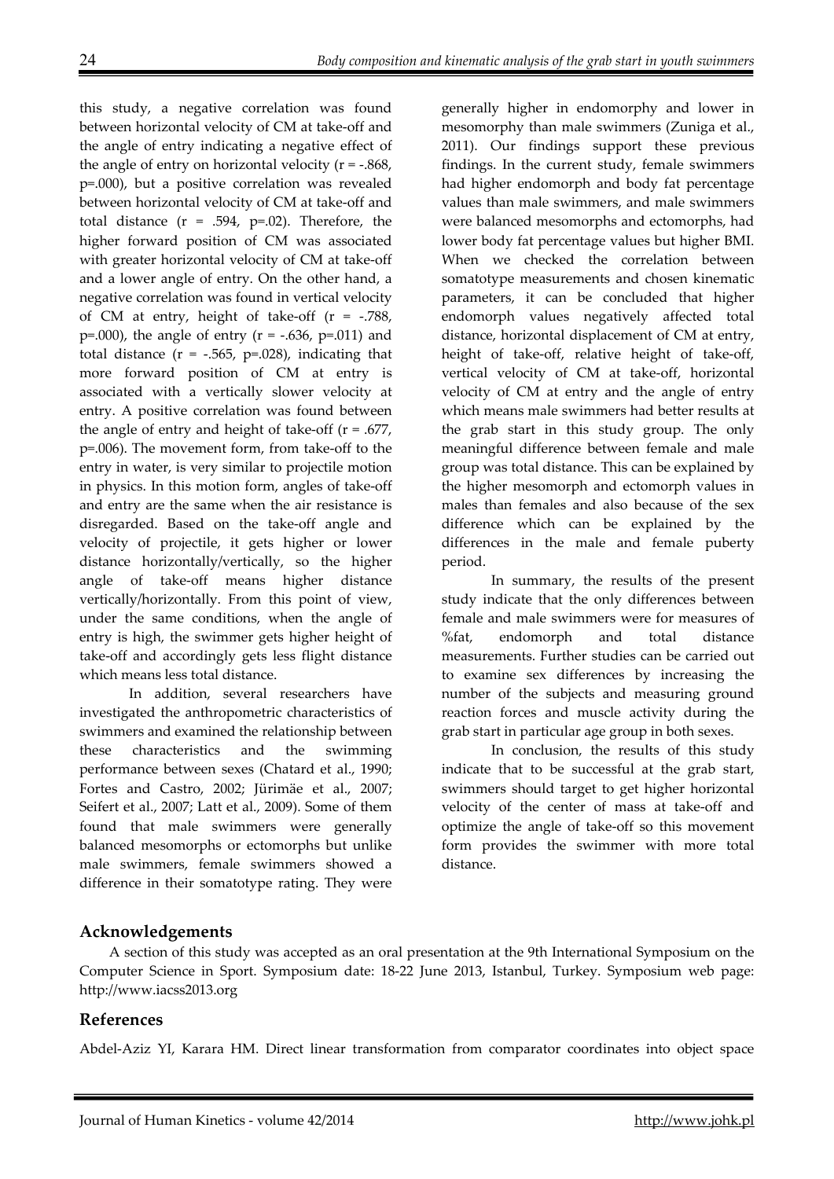this study, a negative correlation was found between horizontal velocity of CM at take-off and the angle of entry indicating a negative effect of the angle of entry on horizontal velocity ($r = -.868$, $p=.000$), but a positive correlation was revealed between horizontal velocity of CM at take-off and total distance ($r = .594$, $p=.02$). Therefore, the higher forward position of CM was associated with greater horizontal velocity of CM at take-off and a lower angle of entry. On the other hand, a negative correlation was found in vertical velocity of CM at entry, height of take-off ($r = -.788$, $p=.000$), the angle of entry ($r = -.636$, $p=.011$) and total distance ($r = -.565$, $p=.028$), indicating that more forward position of CM at entry is associated with a vertically slower velocity at entry. A positive correlation was found between the angle of entry and height of take-off ($r = .677$, $p=.006$). The movement form, from take-off to the entry in water, is very similar to projectile motion in physics. In this motion form, angles of take-off and entry are the same when the air resistance is disregarded. Based on the take-off angle and velocity of projectile, it gets higher or lower distance horizontally/vertically, so the higher angle of take-off means higher distance vertically/horizontally. From this point of view, under the same conditions, when the angle of entry is high, the swimmer gets higher height of take-off and accordingly gets less flight distance which means less total distance.

In addition, several researchers have investigated the anthropometric characteristics of swimmers and examined the relationship between these characteristics and the swimming performance between sexes (Chatard et al., 1990; Fortes and Castro, 2002; Jürimäe et al., 2007; Seifert et al., 2007; Latt et al., 2009). Some of them found that male swimmers were generally balanced mesomorphs or ectomorphs but unlike male swimmers, female swimmers showed a difference in their somatotype rating. They were generally higher in endomorphy and lower in mesomorphy than male swimmers (Zuniga et al., 2011). Our findings support these previous findings. In the current study, female swimmers had higher endomorph and body fat percentage values than male swimmers, and male swimmers were balanced mesomorphs and ectomorphs, had lower body fat percentage values but higher BMI. When we checked the correlation between somatotype measurements and chosen kinematic parameters, it can be concluded that higher endomorph values negatively affected total distance, horizontal displacement of CM at entry, height of take-off, relative height of take-off, vertical velocity of CM at take-off, horizontal velocity of CM at entry and the angle of entry which means male swimmers had better results at the grab start in this study group. The only meaningful difference between female and male group was total distance. This can be explained by the higher mesomorph and ectomorph values in males than females and also because of the sex difference which can be explained by the differences in the male and female puberty period.

In summary, the results of the present study indicate that the only differences between female and male swimmers were for measures of %fat, endomorph and total distance measurements. Further studies can be carried out to examine sex differences by increasing the number of the subjects and measuring ground reaction forces and muscle activity during the grab start in particular age group in both sexes.

In conclusion, the results of this study indicate that to be successful at the grab start, swimmers should target to get higher horizontal velocity of the center of mass at take-off and optimize the angle of take-off so this movement form provides the swimmer with more total distance.

## Acknowledgements

A section of this study was accepted as an oral presentation at the 9th International Symposium on the Computer Science in Sport. Symposium date: 18-22 June 2013, Istanbul, Turkey. Symposium web page: http://www.iacss2013.org

## References

Abdel-Aziz YI, Karara HM. Direct linear transformation from comparator coordinates into object space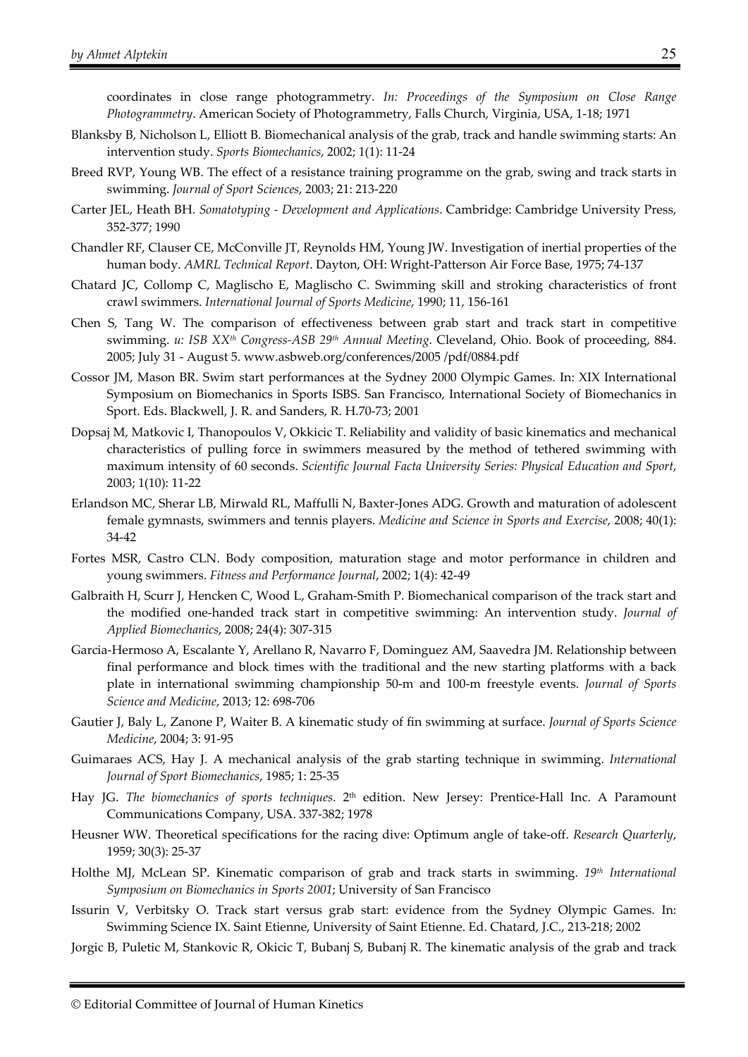coordinates in close range photogrammetry. *In: Proceedings of the Symposium on Close Range Photogrammetry*. American Society of Photogrammetry, Falls Church, Virginia, USA, 1-18; 1971

Blanksby B, Nicholson L, Elliott B. Biomechanical analysis of the grab, track and handle swimming starts: An intervention study. *Sports Biomechanics*, 2002; 1(1): 11-24

Breed RVP, Young WB. The effect of a resistance training programme on the grab, swing and track starts in swimming. *Journal of Sport Sciences*, 2003; 21: 213-220

Carter JEL, Heath BH. *Somatotyping - Development and Applications*. Cambridge: Cambridge University Press, 352-377; 1990

Chandler RF, Clauser CE, McConville JT, Reynolds HM, Young JW. Investigation of inertial properties of the human body. *AMRL Technical Report*. Dayton, OH: Wright-Patterson Air Force Base, 1975; 74-137

Chatard JC, Collomp C, Maglischo E, Maglischo C. Swimming skill and stroking characteristics of front crawl swimmers. *International Journal of Sports Medicine*, 1990; 11, 156-161

Chen S, Tang W. The comparison of effectiveness between grab start and track start in competitive swimming. *u: ISB XX*[th] *Congress-ASB 29*[th] *Annual Meeting*. Cleveland, Ohio. Book of proceeding, 884. 2005; July 31 - August 5. www.asbweb.org/conferences/2005 /pdf/0884.pdf

Cossor JM, Mason BR. Swim start performances at the Sydney 2000 Olympic Games. In: XIX International Symposium on Biomechanics in Sports ISBS. San Francisco, International Society of Biomechanics in Sport. Eds. Blackwell, J. R. and Sanders, R. H.70-73; 2001

Dopsaj M, Matkovic I, Thanopoulos V, Okkicic T. Reliability and validity of basic kinematics and mechanical characteristics of pulling force in swimmers measured by the method of tethered swimming with maximum intensity of 60 seconds. *Scientific Journal Facta University Series: Physical Education and Sport*, 2003; 1(10): 11-22

Erlandson MC, Sherar LB, Mirwald RL, Maffulli N, Baxter-Jones ADG. Growth and maturation of adolescent female gymnasts, swimmers and tennis players. *Medicine and Science in Sports and Exercise*, 2008; 40(1): 34-42

Fortes MSR, Castro CLN. Body composition, maturation stage and motor performance in children and young swimmers. *Fitness and Performance Journal*, 2002; 1(4): 42-49

Galbraith H, Scurr J, Hencken C, Wood L, Graham-Smith P. Biomechanical comparison of the track start and the modified one-handed track start in competitive swimming: An intervention study. *Journal of Applied Biomechanics*, 2008; 24(4): 307-315

Garcia-Hermoso A, Escalante Y, Arellano R, Navarro F, Dominguez AM, Saavedra JM. Relationship between final performance and block times with the traditional and the new starting platforms with a back plate in international swimming championship 50-m and 100-m freestyle events. *Journal of Sports Science and Medicine*, 2013; 12: 698-706

Gautier J, Baly L, Zanone P, Waiter B. A kinematic study of fin swimming at surface. *Journal of Sports Science Medicine*, 2004; 3: 91-95

Guimaraes ACS, Hay J. A mechanical analysis of the grab starting technique in swimming. *International Journal of Sport Biomechanics*, 1985; 1: 25-35

Hay JG. *The biomechanics of sports techniques*. 2[th] edition. New Jersey: Prentice-Hall Inc. A Paramount Communications Company, USA. 337-382; 1978

Heusner WW. Theoretical specifications for the racing dive: Optimum angle of take-off. *Research Quarterly*, 1959; 30(3): 25-37

Holthe MJ, McLean SP. Kinematic comparison of grab and track starts in swimming. *19*[th] *International Symposium on Biomechanics in Sports 2001*; University of San Francisco

Issurin V, Verbitsky O. Track start versus grab start: evidence from the Sydney Olympic Games. In: Swimming Science IX. Saint Etienne, University of Saint Etienne. Ed. Chatard, J.C., 213-218; 2002

Jorgic B, Puletic M, Stankovic R, Okicic T, Bubanj S, Bubanj R. The kinematic analysis of the grab and track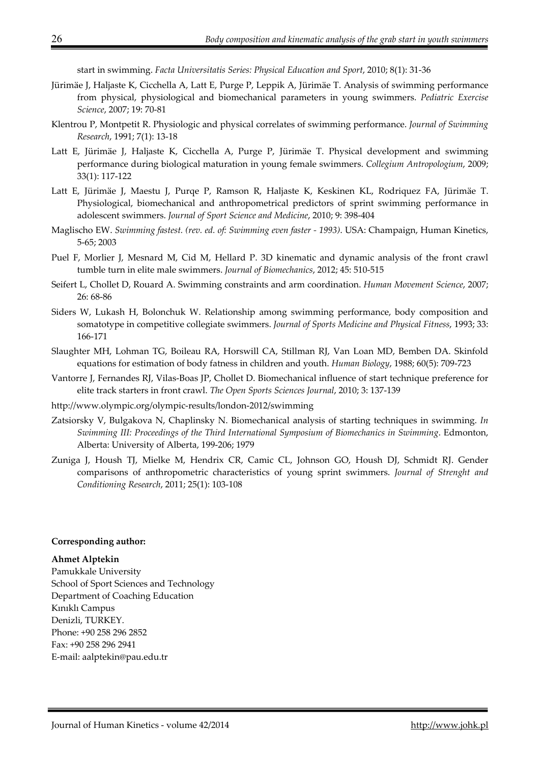start in swimming. *Facta Universitatis Series: Physical Education and Sport*, 2010; 8(1): 31-36

Jürimäe J, Haljaste K, Cicchella A, Latt E, Purge P, Leppik A, Jürimäe T. Analysis of swimming performance from physical, physiological and biomechanical parameters in young swimmers. *Pediatric Exercise Science*, 2007; 19: 70-81

Klentrou P, Montpetit R. Physiologic and physical correlates of swimming performance. *Journal of Swimming Research*, 1991; 7(1): 13-18

Latt E, Jürimäe J, Haljaste K, Cicchella A, Purge P, Jürimäe T. Physical development and swimming performance during biological maturation in young female swimmers. *Collegium Antropologium*, 2009; 33(1): 117-122

Latt E, Jürimäe J, Maestu J, Purqe P, Ramson R, Haljaste K, Keskinen KL, Rodriquez FA, Jürimäe T. Physiological, biomechanical and anthropometrical predictors of sprint swimming performance in adolescent swimmers. *Journal of Sport Science and Medicine*, 2010; 9: 398-404

Maglischo EW. *Swimming fastest. (rev. ed. of: Swimming even faster - 1993)*. USA: Champaign, Human Kinetics, 5-65; 2003

Puel F, Morlier J, Mesnard M, Cid M, Hellard P. 3D kinematic and dynamic analysis of the front crawl tumble turn in elite male swimmers. *Journal of Biomechanics*, 2012; 45: 510-515

Seifert L, Chollet D, Rouard A. Swimming constraints and arm coordination. *Human Movement Science*, 2007; 26: 68-86

Siders W, Lukash H, Bolonchuk W. Relationship among swimming performance, body composition and somatotype in competitive collegiate swimmers. *Journal of Sports Medicine and Physical Fitness*, 1993; 33: 166-171

Slaughter MH, Lohman TG, Boileau RA, Horswill CA, Stillman RJ, Van Loan MD, Bemben DA. Skinfold equations for estimation of body fatness in children and youth. *Human Biology*, 1988; 60(5): 709-723

Vantorre J, Fernandes RJ, Vilas-Boas JP, Chollet D. Biomechanical influence of start technique preference for elite track starters in front crawl. *The Open Sports Sciences Journal*, 2010; 3: 137-139

http://www.olympic.org/olympic-results/london-2012/swimming

Zatsiorsky V, Bulgakova N, Chaplinsky N. Biomechanical analysis of starting techniques in swimming. *In Swimming III: Proceedings of the Third International Symposium of Biomechanics in Swimming*. Edmonton, Alberta: University of Alberta, 199-206; 1979

Zuniga J, Housh TJ, Mielke M, Hendrix CR, Camic CL, Johnson GO, Housh DJ, Schmidt RJ. Gender comparisons of anthropometric characteristics of young sprint swimmers. *Journal of Strenght and Conditioning Research*, 2011; 25(1): 103-108

**Corresponding author:**

**Ahmet Alptekin**
Pamukkale University
School of Sport Sciences and Technology
Department of Coaching Education
Kınıklı Campus
Denizli, TURKEY.
Phone: +90 258 296 2852
Fax: +90 258 296 2941
E-mail: aalptekin@pau.edu.tr